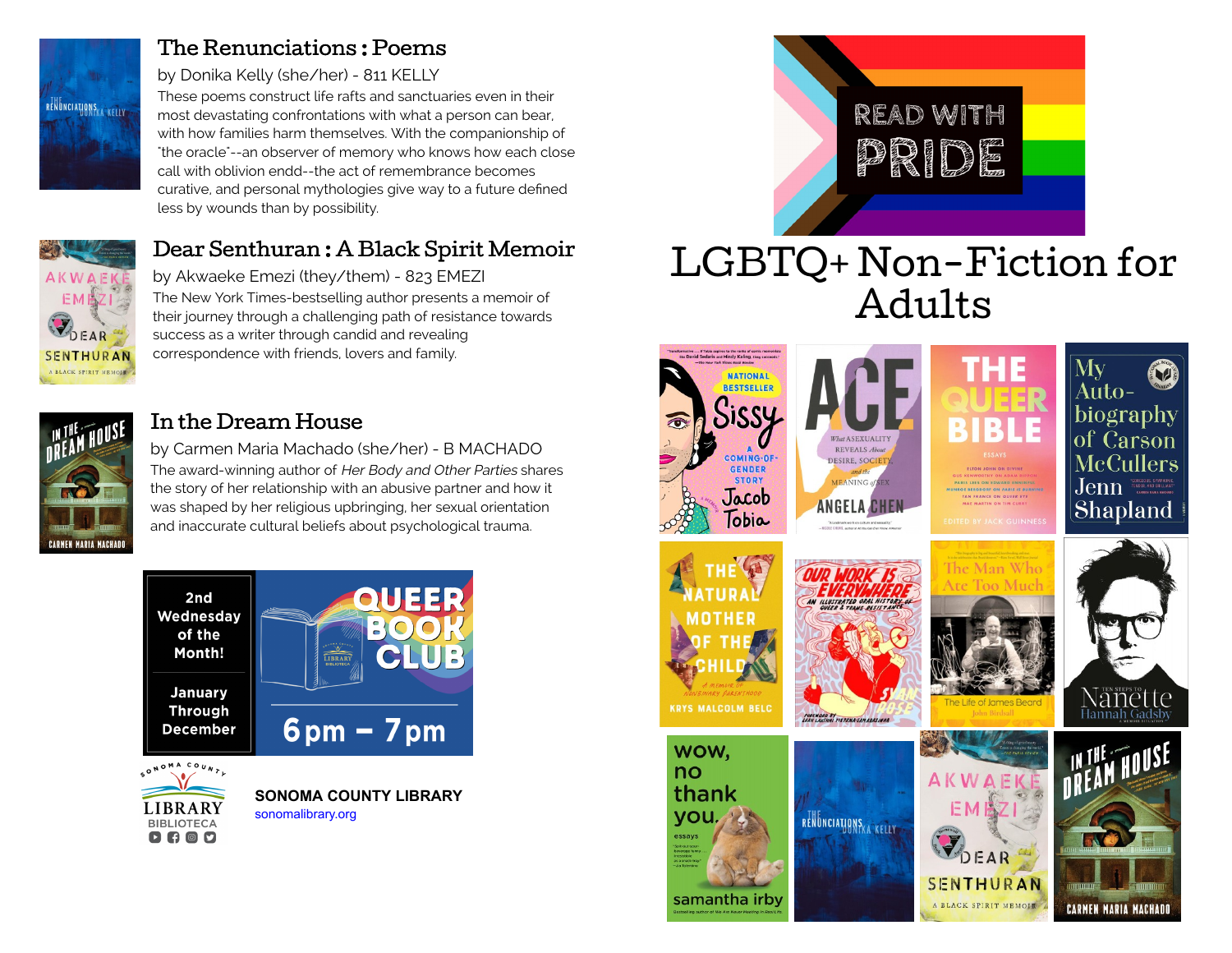# READ WITH PRIDE

# LGBTQ+ Non-Fiction for Adults

## The Renunciations : Poems

by Donika Kelly (she/her) - 811 KELLY

These poems construct life rafts and sanctuaries even in their most devastating confrontations with what a person can bear, with how families harm themselves. With the companionship of "the oracle"--an observer of memory who knows how each close call with oblivion endd--the act of remembrance becomes curative, and personal mythologies give way to a future defined less by wounds than by possibility.

## Dear Senthuran : A Black Spirit Memoir

by Akwaeke Emezi (they/them) - 823 EMEZI

The New York Times-bestselling author presents a memoir of their journey through a challenging path of resistance towards success as a writer through candid and revealing correspondence with friends, lovers and family.

## In the Dream House

by Carmen Maria Machado (she/her) - B MACHADO

The award-winning author of *Her Body and Other Parties* shares the story of her relationship with an abusive partner and how it was shaped by her religious upbringing, her sexual orientation and inaccurate cultural beliefs about psychological trauma.

**QUEER BOOK CLUB**

**2nd Wednesday of the Month!**

**January Through December**

**6pm – 7pm**

**SONOMA COUNTY LIBRARY**

sonomalibrary.org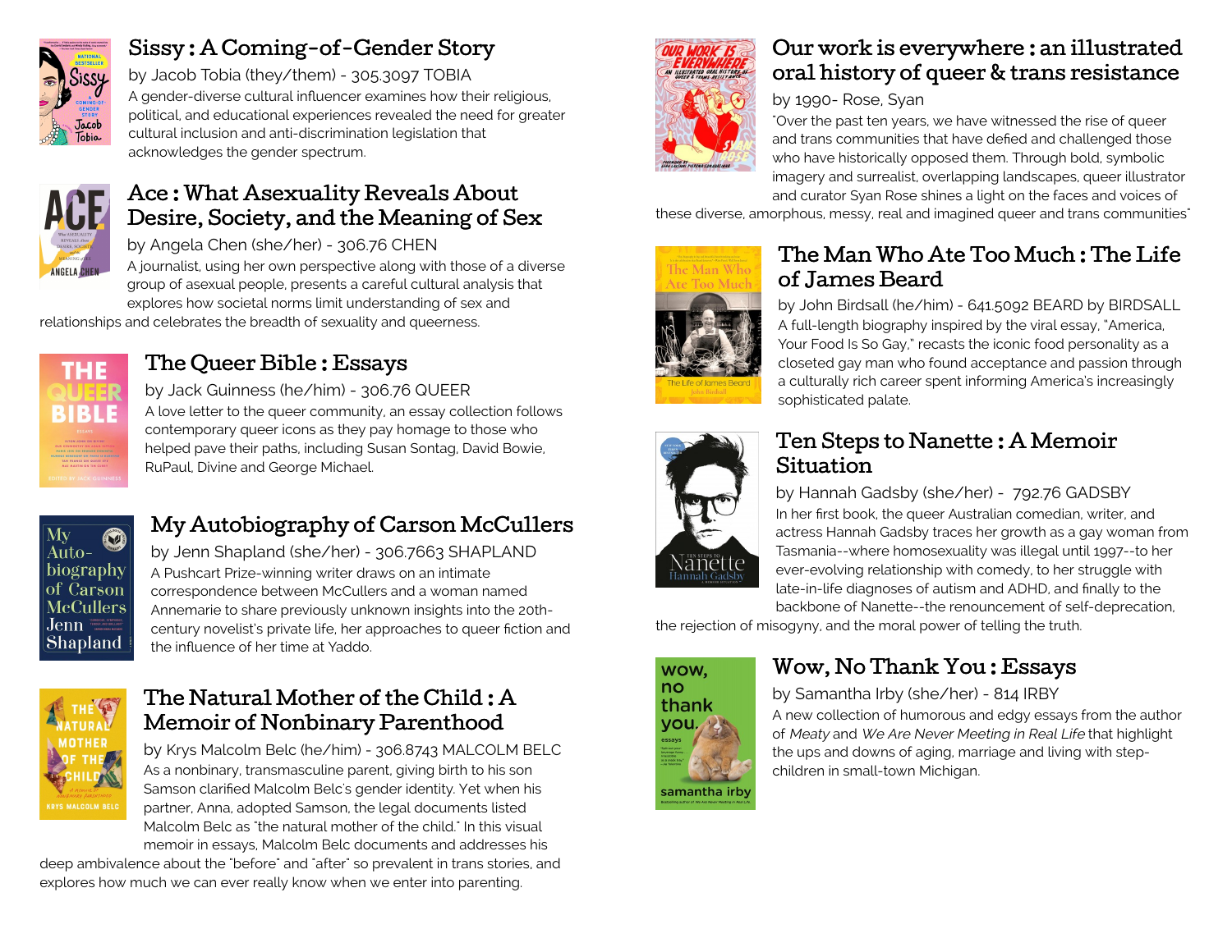## Sissy : A Coming-of-Gender Story

by Jacob Tobia (they/them) - 305.3097 TOBIA

A gender-diverse cultural influencer examines how their religious, political, and educational experiences revealed the need for greater cultural inclusion and anti-discrimination legislation that acknowledges the gender spectrum.

## Ace : What Asexuality Reveals About Desire, Society, and the Meaning of Sex

by Angela Chen (she/her) - 306.76 CHEN

A journalist, using her own perspective along with those of a diverse group of asexual people, presents a careful cultural analysis that explores how societal norms limit understanding of sex and relationships and celebrates the breadth of sexuality and queerness.

## The Queer Bible : Essays

by Jack Guinness (he/him) - 306.76 QUEER

A love letter to the queer community, an essay collection follows contemporary queer icons as they pay homage to those who helped pave their paths, including Susan Sontag, David Bowie, RuPaul, Divine and George Michael.

## My Autobiography of Carson McCullers

by Jenn Shapland (she/her) - 306.7663 SHAPLAND

A Pushcart Prize-winning writer draws on an intimate correspondence between McCullers and a woman named Annemarie to share previously unknown insights into the 20th-century novelist's private life, her approaches to queer fiction and the influence of her time at Yaddo.

## The Natural Mother of the Child : A Memoir of Nonbinary Parenthood

by Krys Malcolm Belc (he/him) - 306.8743 MALCOLM BELC

As a nonbinary, transmasculine parent, giving birth to his son Samson clarified Malcolm Belc's gender identity. Yet when his partner, Anna, adopted Samson, the legal documents listed Malcolm Belc as "the natural mother of the child." In this visual memoir in essays, Malcolm Belc documents and addresses his deep ambivalence about the "before" and "after" so prevalent in trans stories, and explores how much we can ever really know when we enter into parenting.

## Our work is everywhere : an illustrated oral history of queer & trans resistance

by 1990- Rose, Syan

"Over the past ten years, we have witnessed the rise of queer and trans communities that have defied and challenged those who have historically opposed them. Through bold, symbolic imagery and surrealist, overlapping landscapes, queer illustrator and curator Syan Rose shines a light on the faces and voices of these diverse, amorphous, messy, real and imagined queer and trans communities"

## The Man Who Ate Too Much : The Life of James Beard

by John Birdsall (he/him) - 641.5092 BEARD by BIRDSALL

A full-length biography inspired by the viral essay, "America, Your Food Is So Gay," recasts the iconic food personality as a closeted gay man who found acceptance and passion through a culturally rich career spent informing America's increasingly sophisticated palate.

## Ten Steps to Nanette : A Memoir Situation

by Hannah Gadsby (she/her) - 792.76 GADSBY

In her first book, the queer Australian comedian, writer, and actress Hannah Gadsby traces her growth as a gay woman from Tasmania--where homosexuality was illegal until 1997--to her ever-evolving relationship with comedy, to her struggle with late-in-life diagnoses of autism and ADHD, and finally to the backbone of Nanette--the renouncement of self-deprecation, the rejection of misogyny, and the moral power of telling the truth.

## Wow, No Thank You : Essays

by Samantha Irby (she/her) - 814 IRBY

A new collection of humorous and edgy essays from the author of *Meaty* and *We Are Never Meeting in Real Life* that highlight the ups and downs of aging, marriage and living with step-children in small-town Michigan.